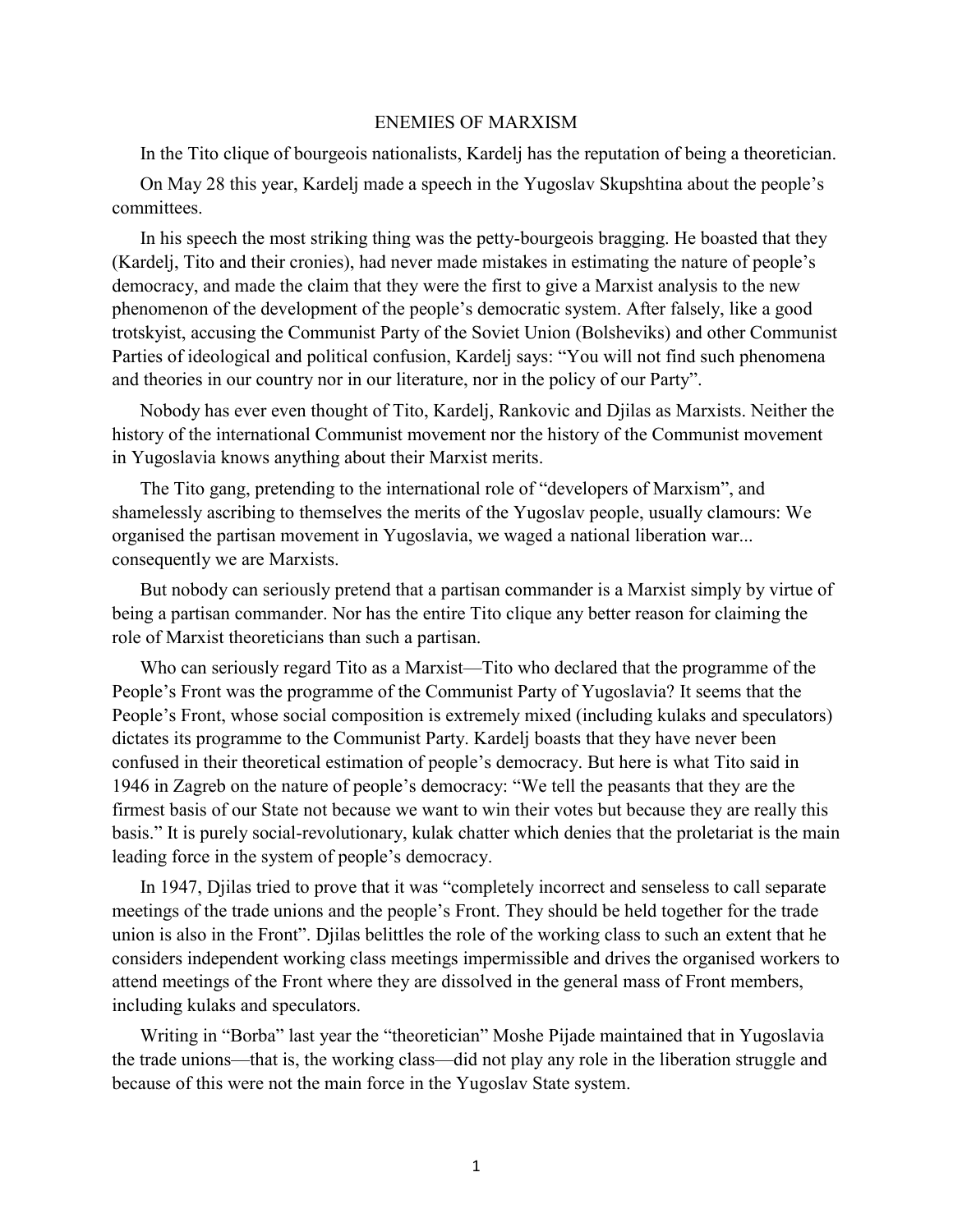# ENEMIES OF MARXISM

In the Tito clique of bourgeois nationalists, Kardelj has the reputation of being a theoretician.

On May 28 this year, Kardelj made a speech in the Yugoslav Skupshtina about the people's committees.

In his speech the most striking thing was the petty-bourgeois bragging. He boasted that they (Kardelj, Tito and their cronies), had never made mistakes in estimating the nature of people's democracy, and made the claim that they were the first to give a Marxist analysis to the new phenomenon of the development of the people's democratic system. After falsely, like a good trotskyist, accusing the Communist Party of the Soviet Union (Bolsheviks) and other Communist Parties of ideological and political confusion, Kardelj says: "You will not find such phenomena and theories in our country nor in our literature, nor in the policy of our Party".

Nobody has ever even thought of Tito, Kardelj, Rankovic and Djilas as Marxists. Neither the history of the international Communist movement nor the history of the Communist movement in Yugoslavia knows anything about their Marxist merits.

The Tito gang, pretending to the international role of "developers of Marxism", and shamelessly ascribing to themselves the merits of the Yugoslav people, usually clamours: We organised the partisan movement in Yugoslavia, we waged a national liberation war... consequently we are Marxists.

But nobody can seriously pretend that a partisan commander is a Marxist simply by virtue of being a partisan commander. Nor has the entire Tito clique any better reason for claiming the role of Marxist theoreticians than such a partisan.

Who can seriously regard Tito as a Marxist—Tito who declared that the programme of the People's Front was the programme of the Communist Party of Yugoslavia? It seems that the People's Front, whose social composition is extremely mixed (including kulaks and speculators) dictates its programme to the Communist Party. Kardelj boasts that they have never been confused in their theoretical estimation of people's democracy. But here is what Tito said in 1946 in Zagreb on the nature of people's democracy: "We tell the peasants that they are the firmest basis of our State not because we want to win their votes but because they are really this basis." It is purely social-revolutionary, kulak chatter which denies that the proletariat is the main leading force in the system of people's democracy.

In 1947, Djilas tried to prove that it was "completely incorrect and senseless to call separate meetings of the trade unions and the people's Front. They should be held together for the trade union is also in the Front". Djilas belittles the role of the working class to such an extent that he considers independent working class meetings impermissible and drives the organised workers to attend meetings of the Front where they are dissolved in the general mass of Front members, including kulaks and speculators.

Writing in "Borba" last year the "theoretician" Moshe Pijade maintained that in Yugoslavia the trade unions—that is, the working class—did not play any role in the liberation struggle and because of this were not the main force in the Yugoslav State system.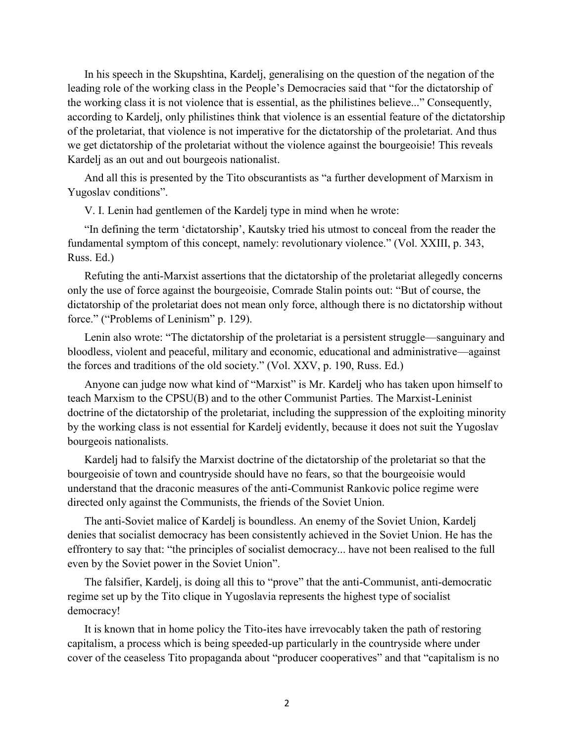In his speech in the Skupshtina, Kardelj, generalising on the question of the negation of the leading role of the working class in the People's Democracies said that "for the dictatorship of the working class it is not violence that is essential, as the philistines believe..." Consequently, according to Kardelj, only philistines think that violence is an essential feature of the dictatorship of the proletariat, that violence is not imperative for the dictatorship of the proletariat. And thus we get dictatorship of the proletariat without the violence against the bourgeoisie! This reveals Kardelj as an out and out bourgeois nationalist.

And all this is presented by the Tito obscurantists as "a further development of Marxism in Yugoslav conditions".

V. I. Lenin had gentlemen of the Kardelj type in mind when he wrote:

"In defining the term 'dictatorship', Kautsky tried his utmost to conceal from the reader the fundamental symptom of this concept, namely: revolutionary violence." (Vol. XXIII, p. 343, Russ. Ed.)

Refuting the anti-Marxist assertions that the dictatorship of the proletariat allegedly concerns only the use of force against the bourgeoisie, Comrade Stalin points out: "But of course, the dictatorship of the proletariat does not mean only force, although there is no dictatorship without force." ("Problems of Leninism" p. 129).

Lenin also wrote: "The dictatorship of the proletariat is a persistent struggle—sanguinary and bloodless, violent and peaceful, military and economic, educational and administrative—against the forces and traditions of the old society." (Vol. XXV, p. 190, Russ. Ed.)

Anyone can judge now what kind of "Marxist" is Mr. Kardelj who has taken upon himself to teach Marxism to the CPSU(B) and to the other Communist Parties. The Marxist-Leninist doctrine of the dictatorship of the proletariat, including the suppression of the exploiting minority by the working class is not essential for Kardelj evidently, because it does not suit the Yugoslav bourgeois nationalists.

Kardelj had to falsify the Marxist doctrine of the dictatorship of the proletariat so that the bourgeoisie of town and countryside should have no fears, so that the bourgeoisie would understand that the draconic measures of the anti-Communist Rankovic police regime were directed only against the Communists, the friends of the Soviet Union.

The anti-Soviet malice of Kardelj is boundless. An enemy of the Soviet Union, Kardelj denies that socialist democracy has been consistently achieved in the Soviet Union. He has the effrontery to say that: "the principles of socialist democracy... have not been realised to the full even by the Soviet power in the Soviet Union".

The falsifier, Kardelj, is doing all this to "prove" that the anti-Communist, anti-democratic regime set up by the Tito clique in Yugoslavia represents the highest type of socialist democracy!

It is known that in home policy the Tito-ites have irrevocably taken the path of restoring capitalism, a process which is being speeded-up particularly in the countryside where under cover of the ceaseless Tito propaganda about "producer cooperatives" and that "capitalism is no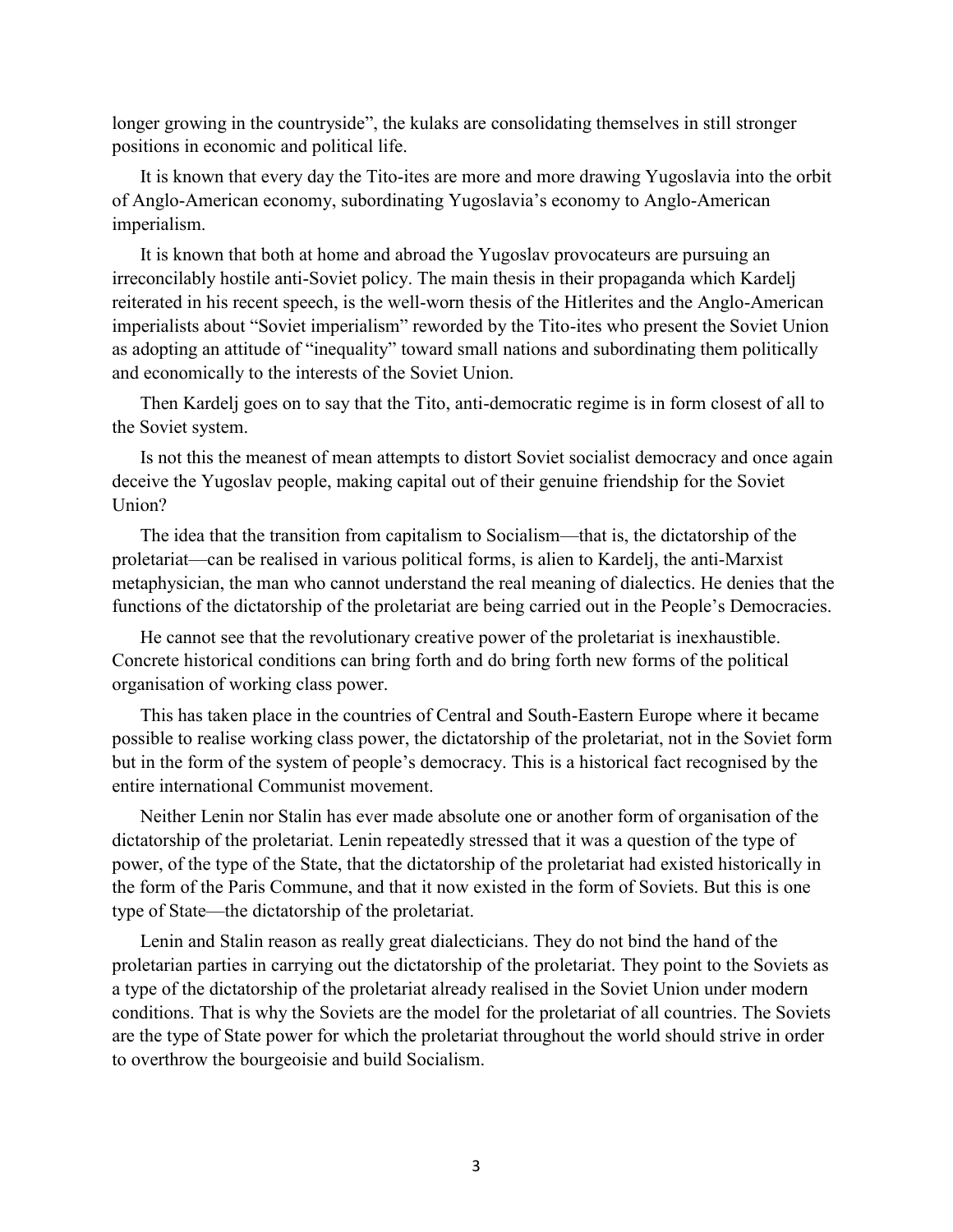longer growing in the countryside", the kulaks are consolidating themselves in still stronger positions in economic and political life.

It is known that every day the Tito-ites are more and more drawing Yugoslavia into the orbit of Anglo-American economy, subordinating Yugoslavia's economy to Anglo-American imperialism.

It is known that both at home and abroad the Yugoslav provocateurs are pursuing an irreconcilably hostile anti-Soviet policy. The main thesis in their propaganda which Kardelj reiterated in his recent speech, is the well-worn thesis of the Hitlerites and the Anglo-American imperialists about "Soviet imperialism" reworded by the Tito-ites who present the Soviet Union as adopting an attitude of "inequality" toward small nations and subordinating them politically and economically to the interests of the Soviet Union.

Then Kardelj goes on to say that the Tito, anti-democratic regime is in form closest of all to the Soviet system.

Is not this the meanest of mean attempts to distort Soviet socialist democracy and once again deceive the Yugoslav people, making capital out of their genuine friendship for the Soviet Union?

The idea that the transition from capitalism to Socialism—that is, the dictatorship of the proletariat—can be realised in various political forms, is alien to Kardelj, the anti-Marxist metaphysician, the man who cannot understand the real meaning of dialectics. He denies that the functions of the dictatorship of the proletariat are being carried out in the People's Democracies.

He cannot see that the revolutionary creative power of the proletariat is inexhaustible. Concrete historical conditions can bring forth and do bring forth new forms of the political organisation of working class power.

This has taken place in the countries of Central and South-Eastern Europe where it became possible to realise working class power, the dictatorship of the proletariat, not in the Soviet form but in the form of the system of people's democracy. This is a historical fact recognised by the entire international Communist movement.

Neither Lenin nor Stalin has ever made absolute one or another form of organisation of the dictatorship of the proletariat. Lenin repeatedly stressed that it was a question of the type of power, of the type of the State, that the dictatorship of the proletariat had existed historically in the form of the Paris Commune, and that it now existed in the form of Soviets. But this is one type of State—the dictatorship of the proletariat.

Lenin and Stalin reason as really great dialecticians. They do not bind the hand of the proletarian parties in carrying out the dictatorship of the proletariat. They point to the Soviets as a type of the dictatorship of the proletariat already realised in the Soviet Union under modern conditions. That is why the Soviets are the model for the proletariat of all countries. The Soviets are the type of State power for which the proletariat throughout the world should strive in order to overthrow the bourgeoisie and build Socialism.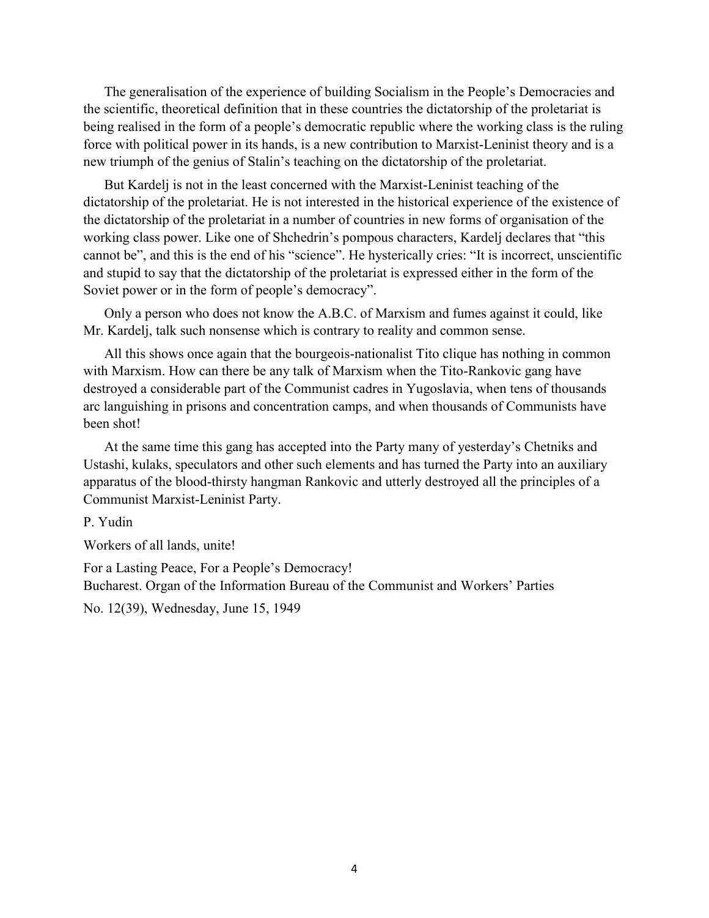The generalisation of the experience of building Socialism in the People's Democracies and the scientific, theoretical definition that in these countries the dictatorship of the proletariat is being realised in the form of a people's democratic republic where the working class is the ruling force with political power in its hands, is a new contribution to Marxist-Leninist theory and is a new triumph of the genius of Stalin's teaching on the dictatorship of the proletariat.

But Kardelj is not in the least concerned with the Marxist-Leninist teaching of the dictatorship of the proletariat. He is not interested in the historical experience of the existence of the dictatorship of the proletariat in a number of countries in new forms of organisation of the working class power. Like one of Shchedrin's pompous characters, Kardelj declares that "this cannot be", and this is the end of his "science". He hysterically cries: "It is incorrect, unscientific and stupid to say that the dictatorship of the proletariat is expressed either in the form of the Soviet power or in the form of people's democracy".

Only a person who does not know the A.B.C. of Marxism and fumes against it could, like Mr. Kardelj, talk such nonsense which is contrary to reality and common sense.

All this shows once again that the bourgeois-nationalist Tito clique has nothing in common with Marxism. How can there be any talk of Marxism when the Tito-Rankovic gang have destroyed a considerable part of the Communist cadres in Yugoslavia, when tens of thousands arc languishing in prisons and concentration camps, and when thousands of Communists have been shot!

At the same time this gang has accepted into the Party many of yesterday's Chetniks and Ustashi, kulaks, speculators and other such elements and has turned the Party into an auxiliary apparatus of the blood-thirsty hangman Rankovic and utterly destroyed all the principles of a Communist Marxist-Leninist Party.

P. Yudin

Workers of all lands, unite!

For a Lasting Peace, For a People's Democracy!
Bucharest. Organ of the Information Bureau of the Communist and Workers' Parties

No. 12(39), Wednesday, June 15, 1949